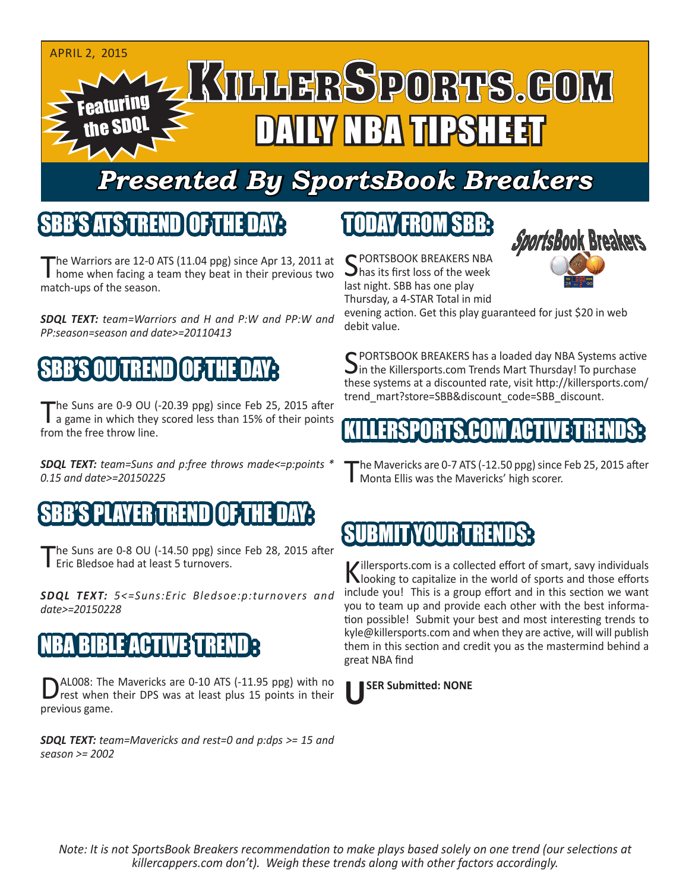APRIL 2, 2015

Featuring the SDQL

# KillerSports.com

# DAILY NBA TIPSHEET

## Presented By SportsBook Breakers

## SBB'S ATS TREND OF THE DAY:

The Warriors are 12-0 ATS (11.04 ppg) since Apr 13, 2011 at home when facing a team they beat in their previous two match-ups of the season.

***SDQL TEXT:*** *team=Warriors and H and P:W and PP:W and PP:season=season and date>=20110413*

## SBB'S OU TREND OF THE DAY:

The Suns are 0-9 OU (-20.39 ppg) since Feb 25, 2015 after a game in which they scored less than 15% of their points from the free throw line.

***SDQL TEXT:*** *team=Suns and p:free throws made<=p:points * 0.15 and date>=20150225*

## SBB'S PLAYER TREND OF THE DAY:

The Suns are 0-8 OU (-14.50 ppg) since Feb 28, 2015 after Eric Bledsoe had at least 5 turnovers.

***SDQL TEXT:*** *5<=Suns:Eric Bledsoe:p:turnovers and date>=20150228*

## NBA BIBLE ACTIVE TREND:

DAL008: The Mavericks are 0-10 ATS (-11.95 ppg) with no rest when their DPS was at least plus 15 points in their previous game.

***SDQL TEXT:*** *team=Mavericks and rest=0 and p:dps >= 15 and season >= 2002*

## TODAY FROM SBB:

SportsBook Breakers

SPORTSBOOK BREAKERS NBA has its first loss of the week last night. SBB has one play Thursday, a 4-STAR Total in mid evening action. Get this play guaranteed for just $20 in web debit value.

SPORTSBOOK BREAKERS has a loaded day NBA Systems active in the Killersports.com Trends Mart Thursday! To purchase these systems at a discounted rate, visit http://killersports.com/trend_mart?store=SBB&discount_code=SBB_discount.

## KILLERSPORTS.COM ACTIVE TRENDS:

The Mavericks are 0-7 ATS (-12.50 ppg) since Feb 25, 2015 after Monta Ellis was the Mavericks' high scorer.

## SUBMIT YOUR TRENDS:

Killersports.com is a collected effort of smart, savy individuals looking to capitalize in the world of sports and those efforts include you! This is a group effort and in this section we want you to team up and provide each other with the best information possible! Submit your best and most interesting trends to kyle@killersports.com and when they are active, will will publish them in this section and credit you as the mastermind behind a great NBA find

**USER Submitted: NONE**

*Note: It is not SportsBook Breakers recommendation to make plays based solely on one trend (our selections at killercappers.com don't). Weigh these trends along with other factors accordingly.*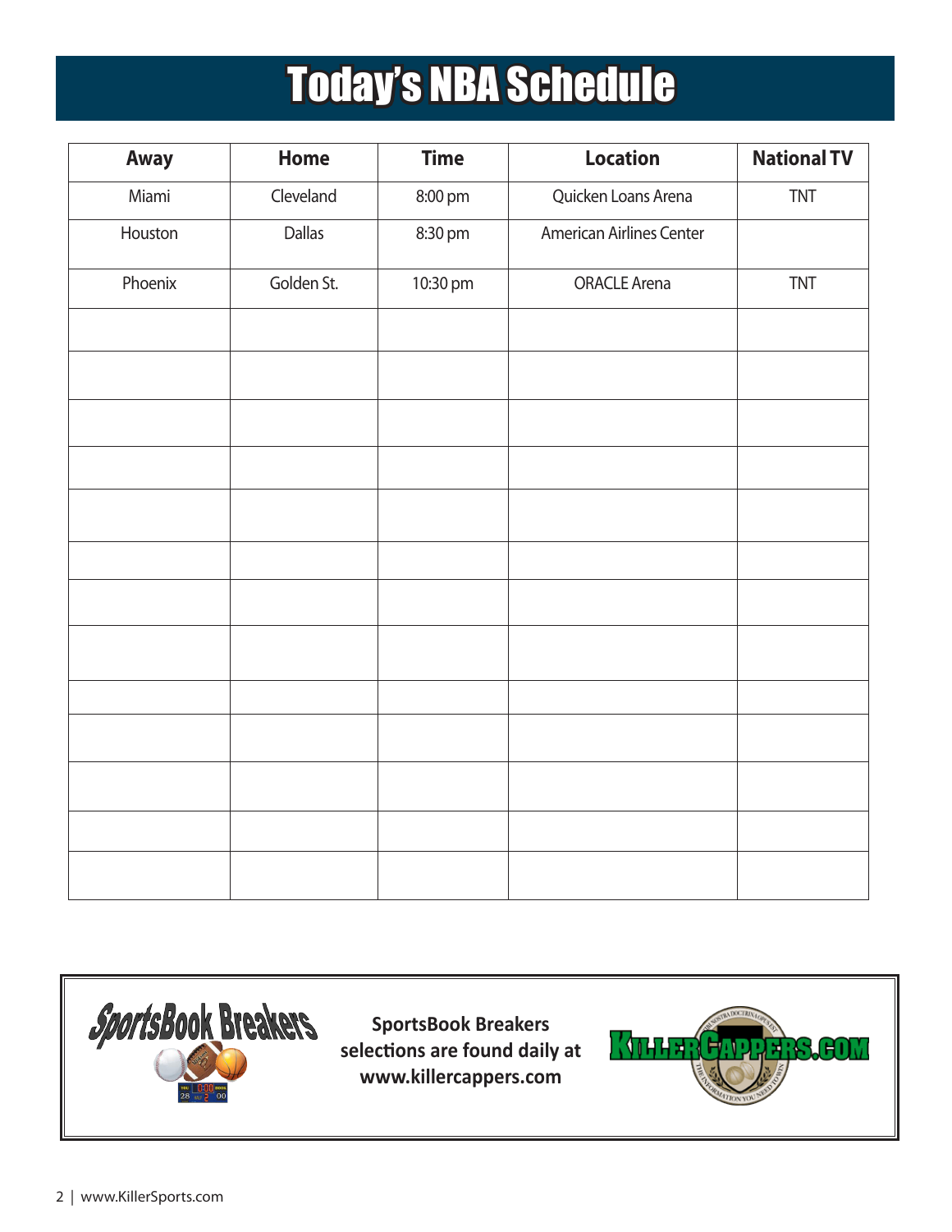# Today's NBA Schedule

| Away | Home | Time | Location | National TV |
|---|---|---|---|---|
| Miami | Cleveland | 8:00 pm | Quicken Loans Arena | TNT |
| Houston | Dallas | 8:30 pm | American Airlines Center | |
| Phoenix | Golden St. | 10:30 pm | ORACLE Arena | TNT |
| | | | | |
| | | | | |
| | | | | |
| | | | | |
| | | | | |
| | | | | |
| | | | | |
| | | | | |
| | | | | |
| | | | | |
| | | | | |
| | | | | |
| | | | | |

SportsBook Breakers

**SportsBook Breakers selections are found daily at www.killercappers.com**

KILLERCAPPERS.COM